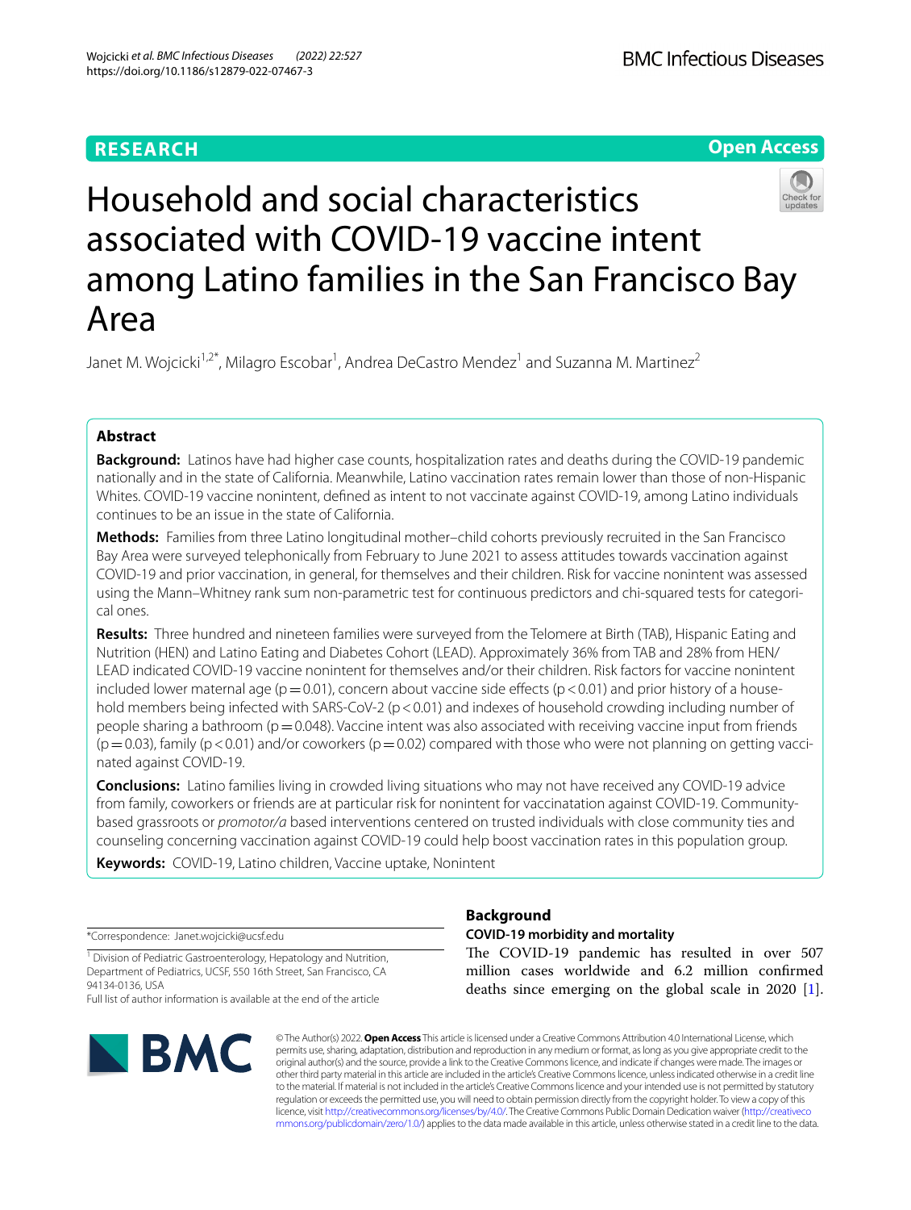RESEARCH

Open Access

# Household and social characteristics associated with COVID-19 vaccine intent among Latino families in the San Francisco Bay Area

Janet M. Wojcicki[1,2*], Milagro Escobar[1], Andrea DeCastro Mendez[1] and Suzanna M. Martinez[2]

## Abstract

**Background:** Latinos have had higher case counts, hospitalization rates and deaths during the COVID-19 pandemic nationally and in the state of California. Meanwhile, Latino vaccination rates remain lower than those of non-Hispanic Whites. COVID-19 vaccine nonintent, defined as intent to not vaccinate against COVID-19, among Latino individuals continues to be an issue in the state of California.

**Methods:** Families from three Latino longitudinal mother–child cohorts previously recruited in the San Francisco Bay Area were surveyed telephonically from February to June 2021 to assess attitudes towards vaccination against COVID-19 and prior vaccination, in general, for themselves and their children. Risk for vaccine nonintent was assessed using the Mann–Whitney rank sum non-parametric test for continuous predictors and chi-squared tests for categorical ones.

**Results:** Three hundred and nineteen families were surveyed from the Telomere at Birth (TAB), Hispanic Eating and Nutrition (HEN) and Latino Eating and Diabetes Cohort (LEAD). Approximately 36% from TAB and 28% from HEN/LEAD indicated COVID-19 vaccine nonintent for themselves and/or their children. Risk factors for vaccine nonintent included lower maternal age ($p = 0.01$), concern about vaccine side effects ($p < 0.01$) and prior history of a household members being infected with SARS-CoV-2 ($p < 0.01$) and indexes of household crowding including number of people sharing a bathroom ($p = 0.048$). Vaccine intent was also associated with receiving vaccine input from friends ($p = 0.03$), family ($p < 0.01$) and/or coworkers ($p = 0.02$) compared with those who were not planning on getting vaccinated against COVID-19.

**Conclusions:** Latino families living in crowded living situations who may not have received any COVID-19 advice from family, coworkers or friends are at particular risk for nonintent for vaccinatation against COVID-19. Community-based grassroots or *promotor/a* based interventions centered on trusted individuals with close community ties and counseling concerning vaccination against COVID-19 could help boost vaccination rates in this population group.

**Keywords:** COVID-19, Latino children, Vaccine uptake, Nonintent

*Correspondence: Janet.wojcicki@ucsf.edu

[1] Division of Pediatric Gastroenterology, Hepatology and Nutrition, Department of Pediatrics, UCSF, 550 16th Street, San Francisco, CA 94134-0136, USA

Full list of author information is available at the end of the article

## Background

### COVID-19 morbidity and mortality

The COVID-19 pandemic has resulted in over 507 million cases worldwide and 6.2 million confirmed deaths since emerging on the global scale in 2020 [1].

© The Author(s) 2022. **Open Access** This article is licensed under a Creative Commons Attribution 4.0 International License, which permits use, sharing, adaptation, distribution and reproduction in any medium or format, as long as you give appropriate credit to the original author(s) and the source, provide a link to the Creative Commons licence, and indicate if changes were made. The images or other third party material in this article are included in the article's Creative Commons licence, unless indicated otherwise in a credit line to the material. If material is not included in the article's Creative Commons licence and your intended use is not permitted by statutory regulation or exceeds the permitted use, you will need to obtain permission directly from the copyright holder. To view a copy of this licence, visit http://creativecommons.org/licenses/by/4.0/. The Creative Commons Public Domain Dedication waiver (http://creativecommons.org/publicdomain/zero/1.0/) applies to the data made available in this article, unless otherwise stated in a credit line to the data.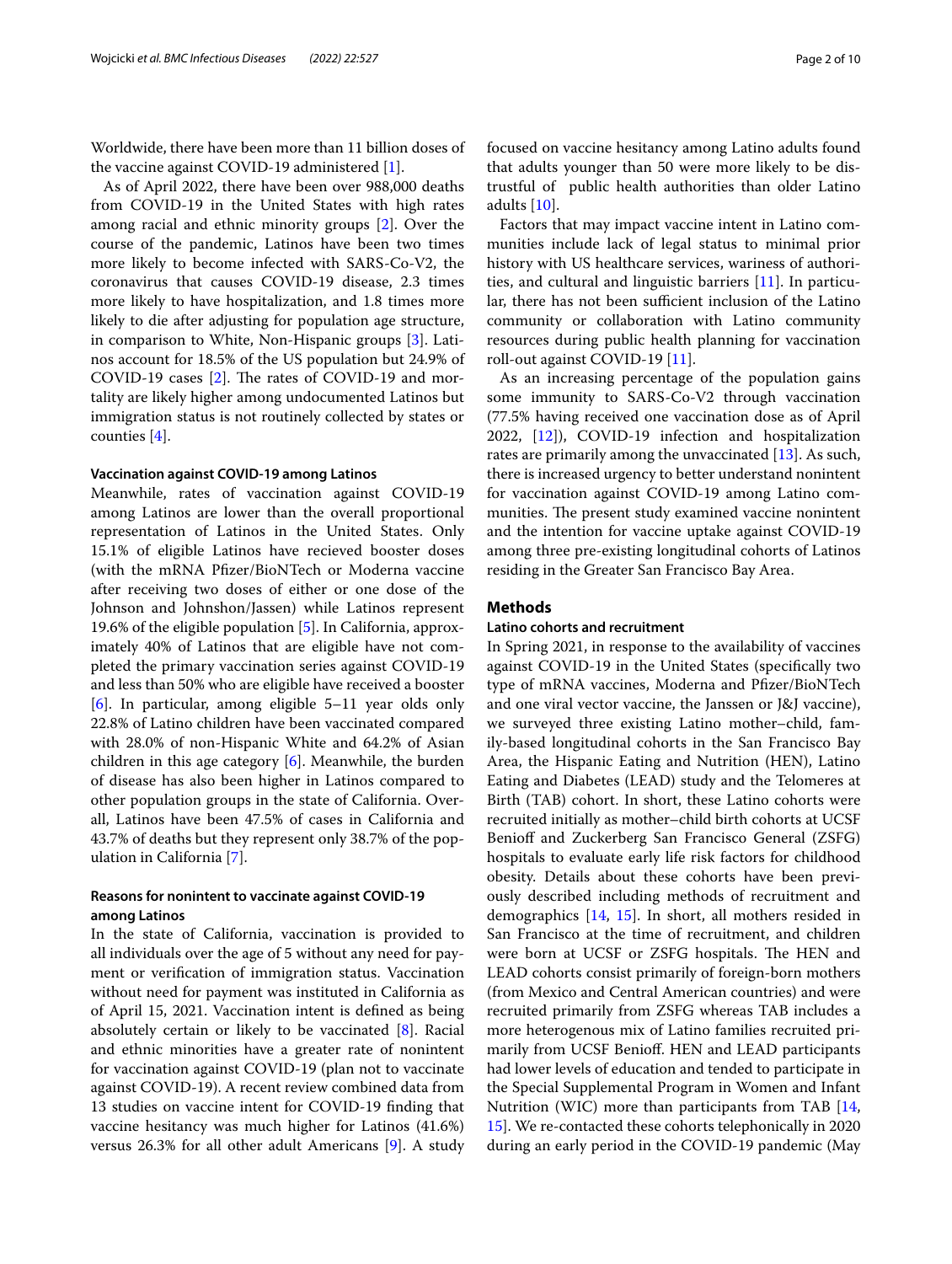Worldwide, there have been more than 11 billion doses of the vaccine against COVID-19 administered [1].

As of April 2022, there have been over 988,000 deaths from COVID-19 in the United States with high rates among racial and ethnic minority groups [2]. Over the course of the pandemic, Latinos have been two times more likely to become infected with SARS-Co-V2, the coronavirus that causes COVID-19 disease, 2.3 times more likely to have hospitalization, and 1.8 times more likely to die after adjusting for population age structure, in comparison to White, Non-Hispanic groups [3]. Latinos account for 18.5% of the US population but 24.9% of COVID-19 cases [2]. The rates of COVID-19 and mortality are likely higher among undocumented Latinos but immigration status is not routinely collected by states or counties [4].

#### Vaccination against COVID-19 among Latinos

Meanwhile, rates of vaccination against COVID-19 among Latinos are lower than the overall proportional representation of Latinos in the United States. Only 15.1% of eligible Latinos have recieved booster doses (with the mRNA Pfizer/BioNTech or Moderna vaccine after receiving two doses of either or one dose of the Johnson and Johnshon/Jassen) while Latinos represent 19.6% of the eligible population [5]. In California, approximately 40% of Latinos that are eligible have not completed the primary vaccination series against COVID-19 and less than 50% who are eligible have received a booster [6]. In particular, among eligible 5–11 year olds only 22.8% of Latino children have been vaccinated compared with 28.0% of non-Hispanic White and 64.2% of Asian children in this age category [6]. Meanwhile, the burden of disease has also been higher in Latinos compared to other population groups in the state of California. Overall, Latinos have been 47.5% of cases in California and 43.7% of deaths but they represent only 38.7% of the population in California [7].

#### Reasons for nonintent to vaccinate against COVID-19 among Latinos

In the state of California, vaccination is provided to all individuals over the age of 5 without any need for payment or verification of immigration status. Vaccination without need for payment was instituted in California as of April 15, 2021. Vaccination intent is defined as being absolutely certain or likely to be vaccinated [8]. Racial and ethnic minorities have a greater rate of nonintent for vaccination against COVID-19 (plan not to vaccinate against COVID-19). A recent review combined data from 13 studies on vaccine intent for COVID-19 finding that vaccine hesitancy was much higher for Latinos (41.6%) versus 26.3% for all other adult Americans [9]. A study focused on vaccine hesitancy among Latino adults found that adults younger than 50 were more likely to be distrustful of public health authorities than older Latino adults [10].

Factors that may impact vaccine intent in Latino communities include lack of legal status to minimal prior history with US healthcare services, wariness of authorities, and cultural and linguistic barriers [11]. In particular, there has not been sufficient inclusion of the Latino community or collaboration with Latino community resources during public health planning for vaccination roll-out against COVID-19 [11].

As an increasing percentage of the population gains some immunity to SARS-Co-V2 through vaccination (77.5% having received one vaccination dose as of April 2022, [12]), COVID-19 infection and hospitalization rates are primarily among the unvaccinated [13]. As such, there is increased urgency to better understand nonintent for vaccination against COVID-19 among Latino communities. The present study examined vaccine nonintent and the intention for vaccine uptake against COVID-19 among three pre-existing longitudinal cohorts of Latinos residing in the Greater San Francisco Bay Area.

## Methods

#### Latino cohorts and recruitment

In Spring 2021, in response to the availability of vaccines against COVID-19 in the United States (specifically two type of mRNA vaccines, Moderna and Pfizer/BioNTech and one viral vector vaccine, the Janssen or J&J vaccine), we surveyed three existing Latino mother–child, family-based longitudinal cohorts in the San Francisco Bay Area, the Hispanic Eating and Nutrition (HEN), Latino Eating and Diabetes (LEAD) study and the Telomeres at Birth (TAB) cohort. In short, these Latino cohorts were recruited initially as mother–child birth cohorts at UCSF Benioff and Zuckerberg San Francisco General (ZSFG) hospitals to evaluate early life risk factors for childhood obesity. Details about these cohorts have been previously described including methods of recruitment and demographics [14, 15]. In short, all mothers resided in San Francisco at the time of recruitment, and children were born at UCSF or ZSFG hospitals. The HEN and LEAD cohorts consist primarily of foreign-born mothers (from Mexico and Central American countries) and were recruited primarily from ZSFG whereas TAB includes a more heterogenous mix of Latino families recruited primarily from UCSF Benioff. HEN and LEAD participants had lower levels of education and tended to participate in the Special Supplemental Program in Women and Infant Nutrition (WIC) more than participants from TAB [14, 15]. We re-contacted these cohorts telephonically in 2020 during an early period in the COVID-19 pandemic (May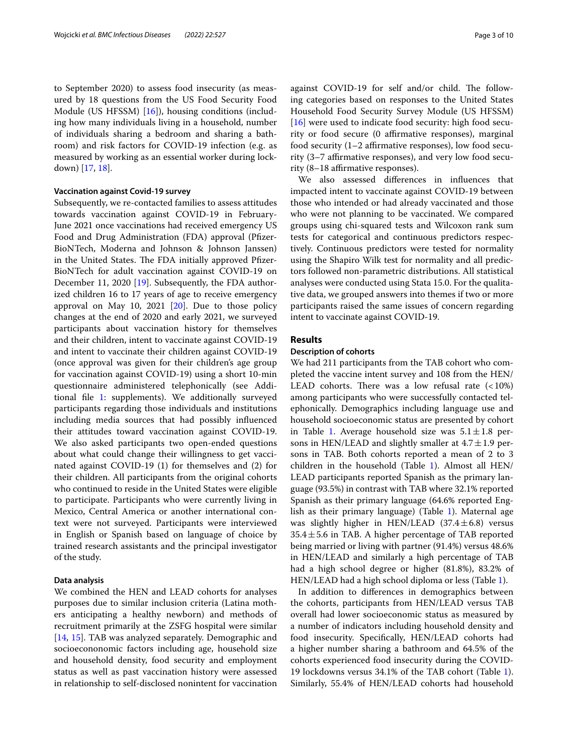to September 2020) to assess food insecurity (as measured by 18 questions from the US Food Security Food Module (US HFSSM) [16]), housing conditions (including how many individuals living in a household, number of individuals sharing a bedroom and sharing a bathroom) and risk factors for COVID-19 infection (e.g. as measured by working as an essential worker during lockdown) [17, 18].

#### Vaccination against Covid-19 survey

Subsequently, we re-contacted families to assess attitudes towards vaccination against COVID-19 in February-June 2021 once vaccinations had received emergency US Food and Drug Administration (FDA) approval (Pfizer-BioNTech, Moderna and Johnson & Johnson Janssen) in the United States. The FDA initially approved Pfizer-BioNTech for adult vaccination against COVID-19 on December 11, 2020 [19]. Subsequently, the FDA authorized children 16 to 17 years of age to receive emergency approval on May 10, 2021 [20]. Due to those policy changes at the end of 2020 and early 2021, we surveyed participants about vaccination history for themselves and their children, intent to vaccinate against COVID-19 and intent to vaccinate their children against COVID-19 (once approval was given for their children's age group for vaccination against COVID-19) using a short 10-min questionnaire administered telephonically (see Additional file 1: supplements). We additionally surveyed participants regarding those individuals and institutions including media sources that had possibly influenced their attitudes toward vaccination against COVID-19. We also asked participants two open-ended questions about what could change their willingness to get vaccinated against COVID-19 (1) for themselves and (2) for their children. All participants from the original cohorts who continued to reside in the United States were eligible to participate. Participants who were currently living in Mexico, Central America or another international context were not surveyed. Participants were interviewed in English or Spanish based on language of choice by trained research assistants and the principal investigator of the study.

#### Data analysis

We combined the HEN and LEAD cohorts for analyses purposes due to similar inclusion criteria (Latina mothers anticipating a healthy newborn) and methods of recruitment primarily at the ZSFG hospital were similar [14, 15]. TAB was analyzed separately. Demographic and sociocononomic factors including age, household size and household density, food security and employment status as well as past vaccination history were assessed in relationship to self-disclosed nonintent for vaccination against COVID-19 for self and/or child. The following categories based on responses to the United States Household Food Security Survey Module (US HFSSM) [16] were used to indicate food security: high food security or food secure (0 affirmative responses), marginal food security (1–2 affirmative responses), low food security (3–7 affirmative responses), and very low food security (8–18 affirmative responses).

We also assessed differences in influences that impacted intent to vaccinate against COVID-19 between those who intended or had already vaccinated and those who were not planning to be vaccinated. We compared groups using chi-squared tests and Wilcoxon rank sum tests for categorical and continuous predictors respectively. Continuous predictors were tested for normality using the Shapiro Wilk test for normality and all predictors followed non-parametric distributions. All statistical analyses were conducted using Stata 15.0. For the qualitative data, we grouped answers into themes if two or more participants raised the same issues of concern regarding intent to vaccinate against COVID-19.

## Results

#### Description of cohorts

We had 211 participants from the TAB cohort who completed the vaccine intent survey and 108 from the HEN/LEAD cohorts. There was a low refusal rate (<10%) among participants who were successfully contacted telephonically. Demographics including language use and household socioeconomic status are presented by cohort in Table 1. Average household size was $5.1 \pm 1.8$ persons in HEN/LEAD and slightly smaller at $4.7 \pm 1.9$ persons in TAB. Both cohorts reported a mean of 2 to 3 children in the household (Table 1). Almost all HEN/LEAD participants reported Spanish as the primary language (93.5%) in contrast with TAB where 32.1% reported Spanish as their primary language (64.6% reported English as their primary language) (Table 1). Maternal age was slightly higher in HEN/LEAD ($37.4 \pm 6.8$) versus $35.4 \pm 5.6$ in TAB. A higher percentage of TAB reported being married or living with partner (91.4%) versus 48.6% in HEN/LEAD and similarly a high percentage of TAB had a high school degree or higher (81.8%), 83.2% of HEN/LEAD had a high school diploma or less (Table 1).

In addition to differences in demographics between the cohorts, participants from HEN/LEAD versus TAB overall had lower socioeconomic status as measured by a number of indicators including household density and food insecurity. Specifically, HEN/LEAD cohorts had a higher number sharing a bathroom and 64.5% of the cohorts experienced food insecurity during the COVID-19 lockdowns versus 34.1% of the TAB cohort (Table 1). Similarly, 55.4% of HEN/LEAD cohorts had household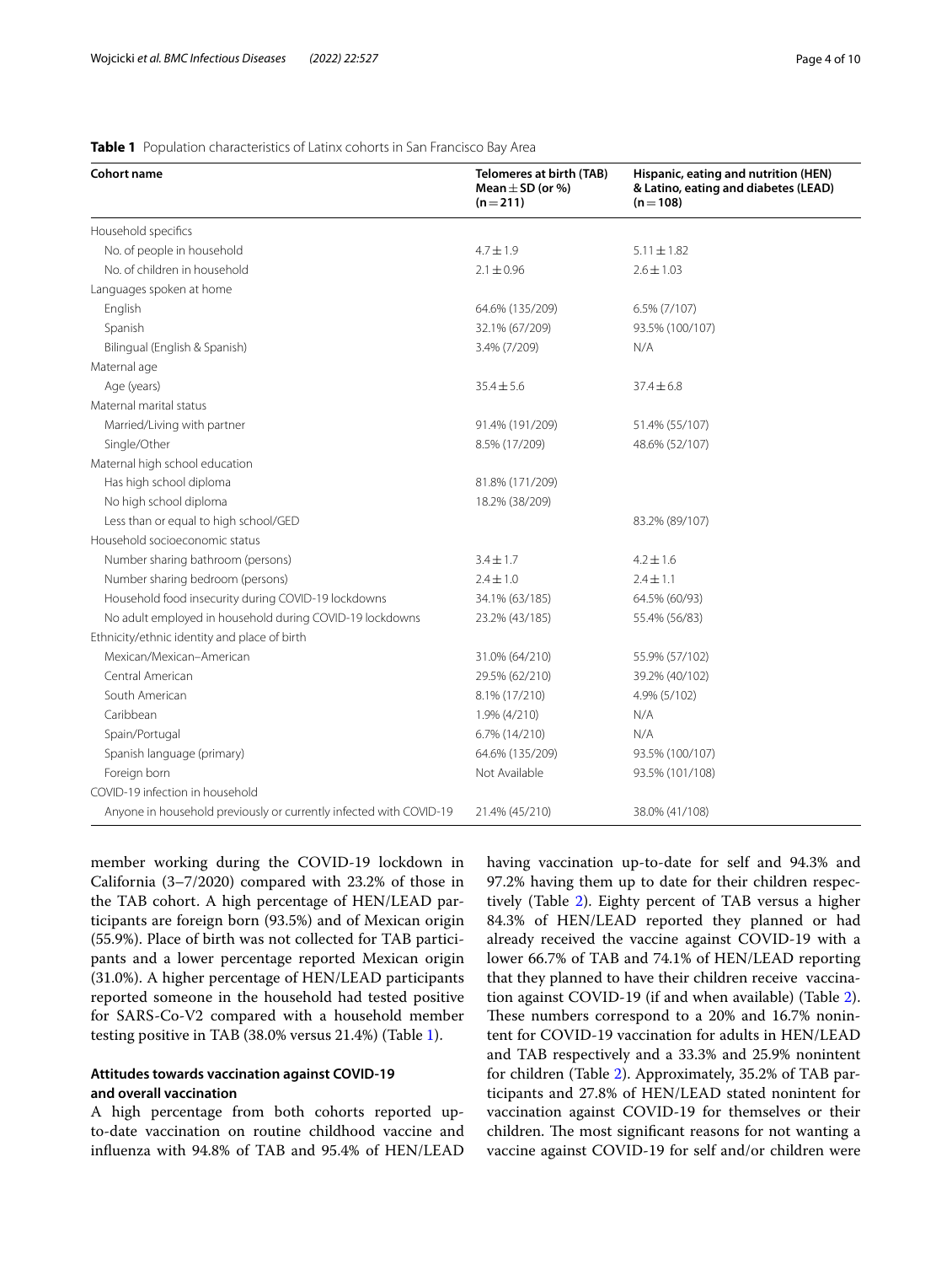**Table 1** Population characteristics of Latinx cohorts in San Francisco Bay Area

| Cohort name | Telomeres at birth (TAB) Mean ± SD (or %) (n = 211) | Hispanic, eating and nutrition (HEN) & Latino, eating and diabetes (LEAD) (n = 108) |
|---|---|---|
| Household specifics | | |
| No. of people in household | 4.7 ± 1.9 | 5.11 ± 1.82 |
| No. of children in household | 2.1 ± 0.96 | 2.6 ± 1.03 |
| Languages spoken at home | | |
| English | 64.6% (135/209) | 6.5% (7/107) |
| Spanish | 32.1% (67/209) | 93.5% (100/107) |
| Bilingual (English & Spanish) | 3.4% (7/209) | N/A |
| Maternal age | | |
| Age (years) | 35.4 ± 5.6 | 37.4 ± 6.8 |
| Maternal marital status | | |
| Married/Living with partner | 91.4% (191/209) | 51.4% (55/107) |
| Single/Other | 8.5% (17/209) | 48.6% (52/107) |
| Maternal high school education | | |
| Has high school diploma | 81.8% (171/209) | |
| No high school diploma | 18.2% (38/209) | |
| Less than or equal to high school/GED | | 83.2% (89/107) |
| Household socioeconomic status | | |
| Number sharing bathroom (persons) | 3.4 ± 1.7 | 4.2 ± 1.6 |
| Number sharing bedroom (persons) | 2.4 ± 1.0 | 2.4 ± 1.1 |
| Household food insecurity during COVID-19 lockdowns | 34.1% (63/185) | 64.5% (60/93) |
| No adult employed in household during COVID-19 lockdowns | 23.2% (43/185) | 55.4% (56/83) |
| Ethnicity/ethnic identity and place of birth | | |
| Mexican/Mexican–American | 31.0% (64/210) | 55.9% (57/102) |
| Central American | 29.5% (62/210) | 39.2% (40/102) |
| South American | 8.1% (17/210) | 4.9% (5/102) |
| Caribbean | 1.9% (4/210) | N/A |
| Spain/Portugal | 6.7% (14/210) | N/A |
| Spanish language (primary) | 64.6% (135/209) | 93.5% (100/107) |
| Foreign born | Not Available | 93.5% (101/108) |
| COVID-19 infection in household | | |
| Anyone in household previously or currently infected with COVID-19 | 21.4% (45/210) | 38.0% (41/108) |

member working during the COVID-19 lockdown in California (3–7/2020) compared with 23.2% of those in the TAB cohort. A high percentage of HEN/LEAD participants are foreign born (93.5%) and of Mexican origin (55.9%). Place of birth was not collected for TAB participants and a lower percentage reported Mexican origin (31.0%). A higher percentage of HEN/LEAD participants reported someone in the household had tested positive for SARS-Co-V2 compared with a household member testing positive in TAB (38.0% versus 21.4%) (Table 1).

### Attitudes towards vaccination against COVID-19 and overall vaccination

A high percentage from both cohorts reported up-to-date vaccination on routine childhood vaccine and influenza with 94.8% of TAB and 95.4% of HEN/LEAD having vaccination up-to-date for self and 94.3% and 97.2% having them up to date for their children respectively (Table 2). Eighty percent of TAB versus a higher 84.3% of HEN/LEAD reported they planned or had already received the vaccine against COVID-19 with a lower 66.7% of TAB and 74.1% of HEN/LEAD reporting that they planned to have their children receive vaccination against COVID-19 (if and when available) (Table 2). These numbers correspond to a 20% and 16.7% nonintent for COVID-19 vaccination for adults in HEN/LEAD and TAB respectively and a 33.3% and 25.9% nonintent for children (Table 2). Approximately, 35.2% of TAB participants and 27.8% of HEN/LEAD stated nonintent for vaccination against COVID-19 for themselves or their children. The most significant reasons for not wanting a vaccine against COVID-19 for self and/or children were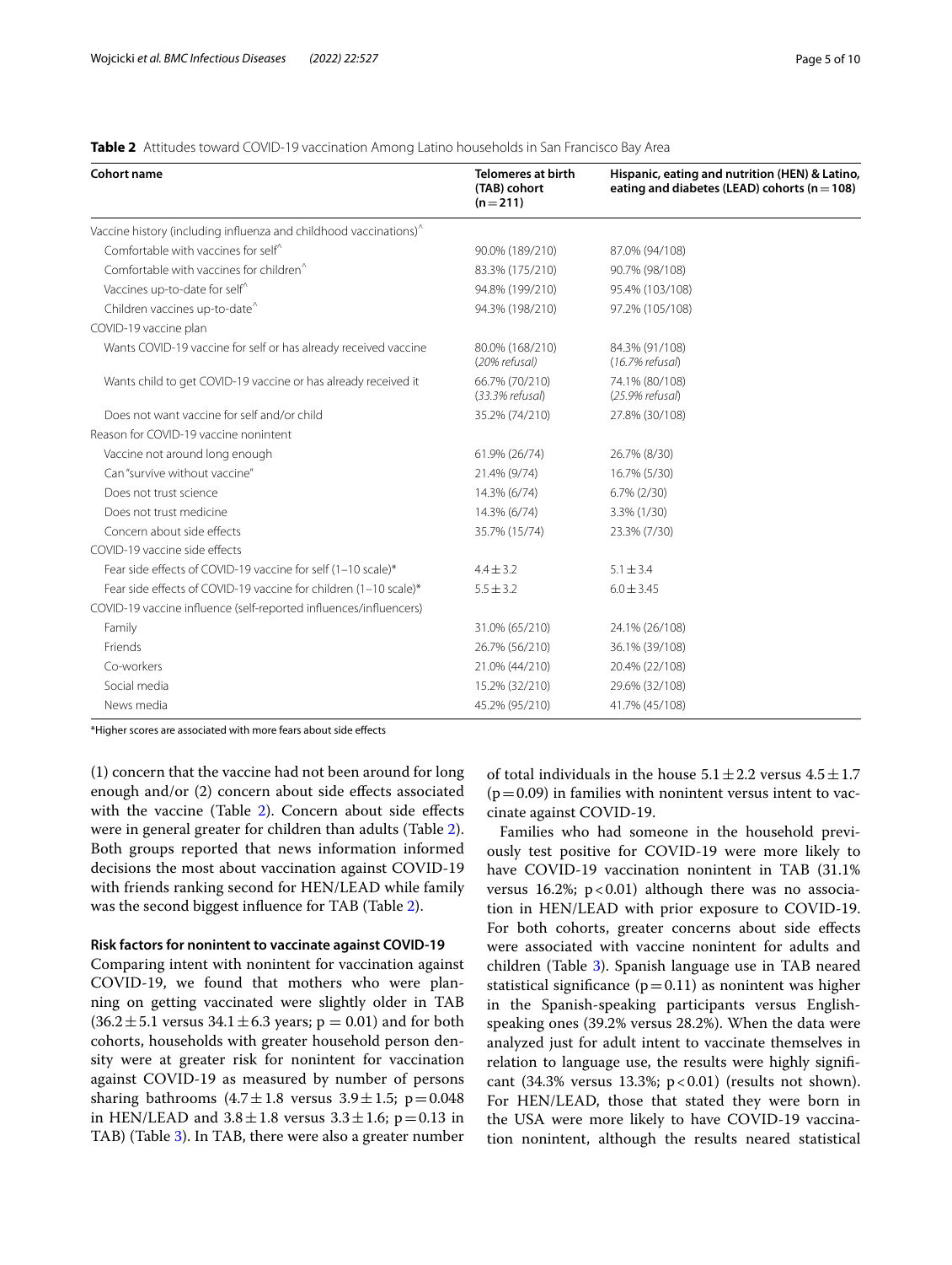**Table 2** Attitudes toward COVID-19 vaccination Among Latino households in San Francisco Bay Area

| Cohort name | Telomeres at birth (TAB) cohort (n = 211) | Hispanic, eating and nutrition (HEN) & Latino, eating and diabetes (LEAD) cohorts (n = 108) |
|---|---|---|
| Vaccine history (including influenza and childhood vaccinations)^ | | |
| Comfortable with vaccines for self^ | 90.0% (189/210) | 87.0% (94/108) |
| Comfortable with vaccines for children^ | 83.3% (175/210) | 90.7% (98/108) |
| Vaccines up-to-date for self^ | 94.8% (199/210) | 95.4% (103/108) |
| Children vaccines up-to-date^ | 94.3% (198/210) | 97.2% (105/108) |
| COVID-19 vaccine plan | | |
| Wants COVID-19 vaccine for self or has already received vaccine | 80.0% (168/210) (*20% refusal*) | 84.3% (91/108) (*16.7% refusal*) |
| Wants child to get COVID-19 vaccine or has already received it | 66.7% (70/210) (*33.3% refusal*) | 74.1% (80/108) (*25.9% refusal*) |
| Does not want vaccine for self and/or child | 35.2% (74/210) | 27.8% (30/108) |
| Reason for COVID-19 vaccine nonintent | | |
| Vaccine not around long enough | 61.9% (26/74) | 26.7% (8/30) |
| Can "survive without vaccine" | 21.4% (9/74) | 16.7% (5/30) |
| Does not trust science | 14.3% (6/74) | 6.7% (2/30) |
| Does not trust medicine | 14.3% (6/74) | 3.3% (1/30) |
| Concern about side effects | 35.7% (15/74) | 23.3% (7/30) |
| COVID-19 vaccine side effects | | |
| Fear side effects of COVID-19 vaccine for self (1–10 scale)* | $4.4 \pm 3.2$ | $5.1 \pm 3.4$ |
| Fear side effects of COVID-19 vaccine for children (1–10 scale)* | $5.5 \pm 3.2$ | $6.0 \pm 3.45$ |
| COVID-19 vaccine influence (self-reported influences/influencers) | | |
| Family | 31.0% (65/210) | 24.1% (26/108) |
| Friends | 26.7% (56/210) | 36.1% (39/108) |
| Co-workers | 21.0% (44/210) | 20.4% (22/108) |
| Social media | 15.2% (32/210) | 29.6% (32/108) |
| News media | 45.2% (95/210) | 41.7% (45/108) |

*Higher scores are associated with more fears about side effects

(1) concern that the vaccine had not been around for long enough and/or (2) concern about side effects associated with the vaccine (Table 2). Concern about side effects were in general greater for children than adults (Table 2). Both groups reported that news information informed decisions the most about vaccination against COVID-19 with friends ranking second for HEN/LEAD while family was the second biggest influence for TAB (Table 2).

### Risk factors for nonintent to vaccinate against COVID-19

Comparing intent with nonintent for vaccination against COVID-19, we found that mothers who were planning on getting vaccinated were slightly older in TAB ($36.2 \pm 5.1$ versus $34.1 \pm 6.3$ years; $p = 0.01$) and for both cohorts, households with greater household person density were at greater risk for nonintent for vaccination against COVID-19 as measured by number of persons sharing bathrooms ($4.7 \pm 1.8$ versus $3.9 \pm 1.5$; $p = 0.048$ in HEN/LEAD and $3.8 \pm 1.8$ versus $3.3 \pm 1.6$; $p = 0.13$ in TAB) (Table 3). In TAB, there were also a greater number of total individuals in the house $5.1 \pm 2.2$ versus $4.5 \pm 1.7$ ($p = 0.09$) in families with nonintent versus intent to vaccinate against COVID-19.

Families who had someone in the household previously test positive for COVID-19 were more likely to have COVID-19 vaccination nonintent in TAB (31.1% versus 16.2%; $p < 0.01$) although there was no association in HEN/LEAD with prior exposure to COVID-19. For both cohorts, greater concerns about side effects were associated with vaccine nonintent for adults and children (Table 3). Spanish language use in TAB neared statistical significance ($p = 0.11$) as nonintent was higher in the Spanish-speaking participants versus English-speaking ones (39.2% versus 28.2%). When the data were analyzed just for adult intent to vaccinate themselves in relation to language use, the results were highly significant (34.3% versus 13.3%; $p < 0.01$) (results not shown). For HEN/LEAD, those that stated they were born in the USA were more likely to have COVID-19 vaccination nonintent, although the results neared statistical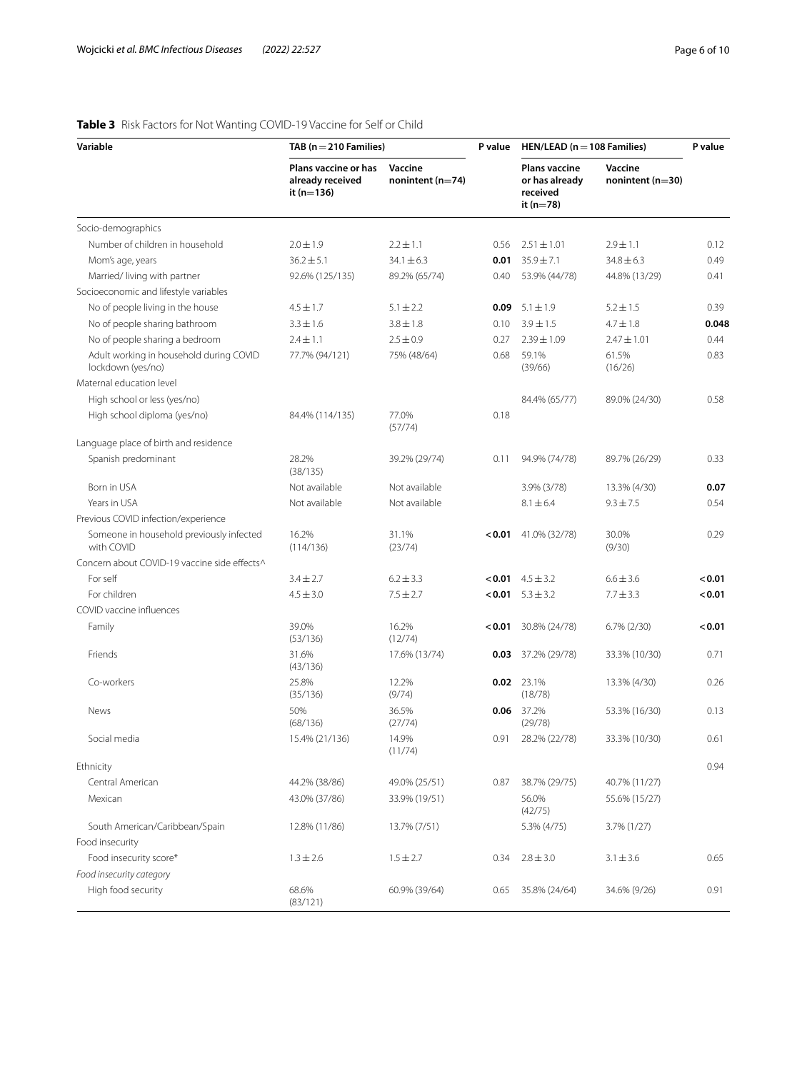**Table 3** Risk Factors for Not Wanting COVID-19 Vaccine for Self or Child

| Variable | TAB (n = 210 Families) | | P value | HEN/LEAD (n = 108 Families) | | P value |
|---|---|---|---|---|---|---|
| | Plans vaccine or has already received it (n = 136) | Vaccine nonintent (n = 74) | | Plans vaccine or has already received it (n = 78) | Vaccine nonintent (n = 30) | |
| Socio-demographics | | | | | | |
| Number of children in household | 2.0 ± 1.9 | 2.2 ± 1.1 | 0.56 | 2.51 ± 1.01 | 2.9 ± 1.1 | 0.12 |
| Mom's age, years | 36.2 ± 5.1 | 34.1 ± 6.3 | **0.01** | 35.9 ± 7.1 | 34.8 ± 6.3 | 0.49 |
| Married/ living with partner | 92.6% (125/135) | 89.2% (65/74) | 0.40 | 53.9% (44/78) | 44.8% (13/29) | 0.41 |
| Socioeconomic and lifestyle variables | | | | | | |
| No of people living in the house | 4.5 ± 1.7 | 5.1 ± 2.2 | **0.09** | 5.1 ± 1.9 | 5.2 ± 1.5 | 0.39 |
| No of people sharing bathroom | 3.3 ± 1.6 | 3.8 ± 1.8 | 0.10 | 3.9 ± 1.5 | 4.7 ± 1.8 | **0.048** |
| No of people sharing a bedroom | 2.4 ± 1.1 | 2.5 ± 0.9 | 0.27 | 2.39 ± 1.09 | 2.47 ± 1.01 | 0.44 |
| Adult working in household during COVID lockdown (yes/no) | 77.7% (94/121) | 75% (48/64) | 0.68 | 59.1% (39/66) | 61.5% (16/26) | 0.83 |
| Maternal education level | | | | | | |
| High school or less (yes/no) | | | | 84.4% (65/77) | 89.0% (24/30) | 0.58 |
| High school diploma (yes/no) | 84.4% (114/135) | 77.0% (57/74) | 0.18 | | | |
| Language place of birth and residence | | | | | | |
| Spanish predominant | 28.2% (38/135) | 39.2% (29/74) | 0.11 | 94.9% (74/78) | 89.7% (26/29) | 0.33 |
| Born in USA | Not available | Not available | | 3.9% (3/78) | 13.3% (4/30) | **0.07** |
| Years in USA | Not available | Not available | | 8.1 ± 6.4 | 9.3 ± 7.5 | 0.54 |
| Previous COVID infection/experience | | | | | | |
| Someone in household previously infected with COVID | 16.2% (114/136) | 31.1% (23/74) | **< 0.01** | 41.0% (32/78) | 30.0% (9/30) | 0.29 |
| Concern about COVID-19 vaccine side effects^ | | | | | | |
| For self | 3.4 ± 2.7 | 6.2 ± 3.3 | **< 0.01** | 4.5 ± 3.2 | 6.6 ± 3.6 | **< 0.01** |
| For children | 4.5 ± 3.0 | 7.5 ± 2.7 | **< 0.01** | 5.3 ± 3.2 | 7.7 ± 3.3 | **< 0.01** |
| COVID vaccine influences | | | | | | |
| Family | 39.0% (53/136) | 16.2% (12/74) | **< 0.01** | 30.8% (24/78) | 6.7% (2/30) | **< 0.01** |
| Friends | 31.6% (43/136) | 17.6% (13/74) | **0.03** | 37.2% (29/78) | 33.3% (10/30) | 0.71 |
| Co-workers | 25.8% (35/136) | 12.2% (9/74) | **0.02** | 23.1% (18/78) | 13.3% (4/30) | 0.26 |
| News | 50% (68/136) | 36.5% (27/74) | **0.06** | 37.2% (29/78) | 53.3% (16/30) | 0.13 |
| Social media | 15.4% (21/136) | 14.9% (11/74) | 0.91 | 28.2% (22/78) | 33.3% (10/30) | 0.61 |
| Ethnicity | | | | | | 0.94 |
| Central American | 44.2% (38/86) | 49.0% (25/51) | 0.87 | 38.7% (29/75) | 40.7% (11/27) | |
| Mexican | 43.0% (37/86) | 33.9% (19/51) | | 56.0% (42/75) | 55.6% (15/27) | |
| South American/Caribbean/Spain | 12.8% (11/86) | 13.7% (7/51) | | 5.3% (4/75) | 3.7% (1/27) | |
| Food insecurity | | | | | | |
| Food insecurity score* | 1.3 ± 2.6 | 1.5 ± 2.7 | 0.34 | 2.8 ± 3.0 | 3.1 ± 3.6 | 0.65 |
| *Food insecurity category* | | | | | | |
| High food security | 68.6% (83/121) | 60.9% (39/64) | 0.65 | 35.8% (24/64) | 34.6% (9/26) | 0.91 |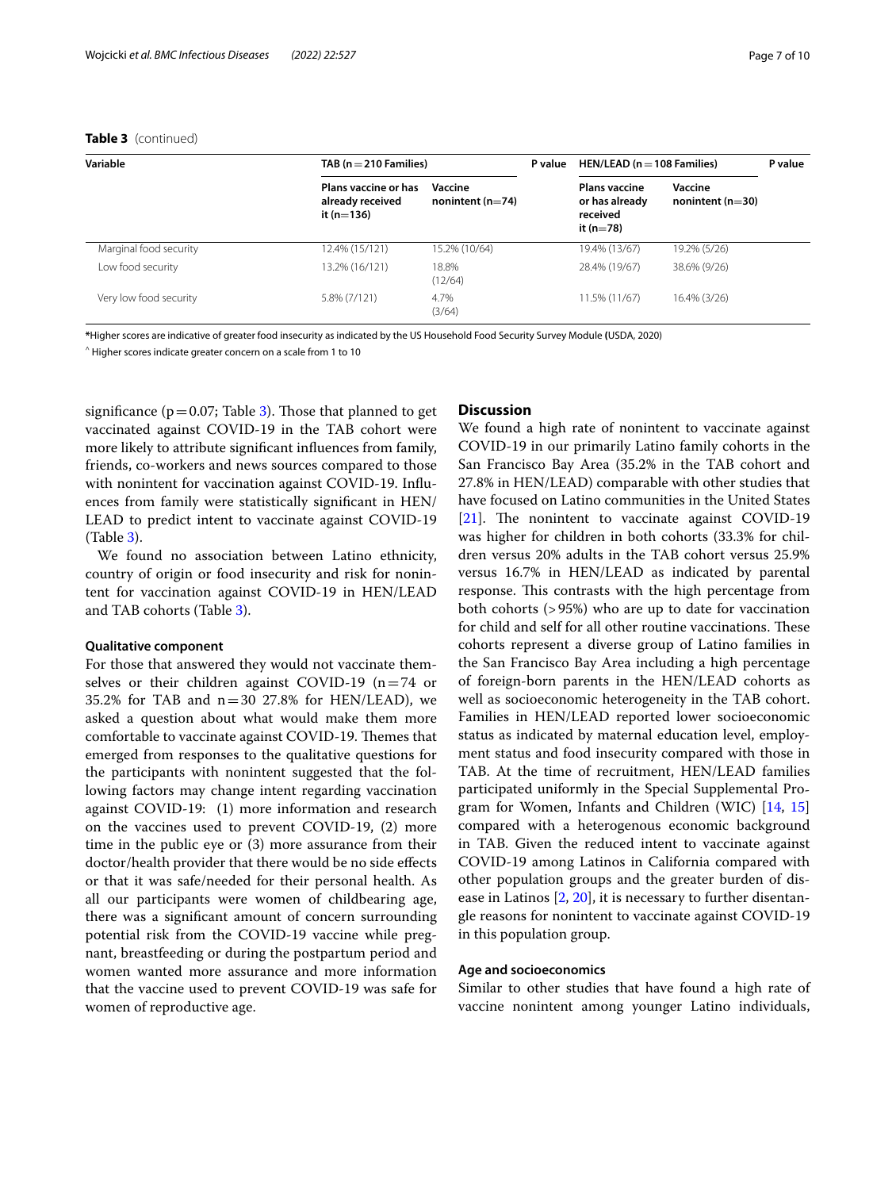**Table 3** (continued)

| Variable | TAB (n = 210 Families) | | P value | HEN/LEAD (n = 108 Families) | | P value |
|---|---|---|---|---|---|---|
| | Plans vaccine or has already received it (n = 136) | Vaccine nonintent (n = 74) | | Plans vaccine or has already received it (n = 78) | Vaccine nonintent (n = 30) | |
| Marginal food security | 12.4% (15/121) | 15.2% (10/64) | | 19.4% (13/67) | 19.2% (5/26) | |
| Low food security | 13.2% (16/121) | 18.8% (12/64) | | 28.4% (19/67) | 38.6% (9/26) | |
| Very low food security | 5.8% (7/121) | 4.7% (3/64) | | 11.5% (11/67) | 16.4% (3/26) | |

*Higher scores are indicative of greater food insecurity as indicated by the US Household Food Security Survey Module (USDA, 2020)

^ Higher scores indicate greater concern on a scale from 1 to 10

significance ($p = 0.07$; Table 3). Those that planned to get vaccinated against COVID-19 in the TAB cohort were more likely to attribute significant influences from family, friends, co-workers and news sources compared to those with nonintent for vaccination against COVID-19. Influences from family were statistically significant in HEN/LEAD to predict intent to vaccinate against COVID-19 (Table 3).

We found no association between Latino ethnicity, country of origin or food insecurity and risk for nonintent for vaccination against COVID-19 in HEN/LEAD and TAB cohorts (Table 3).

### Qualitative component

For those that answered they would not vaccinate themselves or their children against COVID-19 (n = 74 or 35.2% for TAB and n = 30 27.8% for HEN/LEAD), we asked a question about what would make them more comfortable to vaccinate against COVID-19. Themes that emerged from responses to the qualitative questions for the participants with nonintent suggested that the following factors may change intent regarding vaccination against COVID-19: (1) more information and research on the vaccines used to prevent COVID-19, (2) more time in the public eye or (3) more assurance from their doctor/health provider that there would be no side effects or that it was safe/needed for their personal health. As all our participants were women of childbearing age, there was a significant amount of concern surrounding potential risk from the COVID-19 vaccine while pregnant, breastfeeding or during the postpartum period and women wanted more assurance and more information that the vaccine used to prevent COVID-19 was safe for women of reproductive age.

## Discussion

We found a high rate of nonintent to vaccinate against COVID-19 in our primarily Latino family cohorts in the San Francisco Bay Area (35.2% in the TAB cohort and 27.8% in HEN/LEAD) comparable with other studies that have focused on Latino communities in the United States [21]. The nonintent to vaccinate against COVID-19 was higher for children in both cohorts (33.3% for children versus 20% adults in the TAB cohort versus 25.9% versus 16.7% in HEN/LEAD as indicated by parental response. This contrasts with the high percentage from both cohorts (>95%) who are up to date for vaccination for child and self for all other routine vaccinations. These cohorts represent a diverse group of Latino families in the San Francisco Bay Area including a high percentage of foreign-born parents in the HEN/LEAD cohorts as well as socioeconomic heterogeneity in the TAB cohort. Families in HEN/LEAD reported lower socioeconomic status as indicated by maternal education level, employment status and food insecurity compared with those in TAB. At the time of recruitment, HEN/LEAD families participated uniformly in the Special Supplemental Program for Women, Infants and Children (WIC) [14, 15] compared with a heterogenous economic background in TAB. Given the reduced intent to vaccinate against COVID-19 among Latinos in California compared with other population groups and the greater burden of disease in Latinos [2, 20], it is necessary to further disentangle reasons for nonintent to vaccinate against COVID-19 in this population group.

### Age and socioeconomics

Similar to other studies that have found a high rate of vaccine nonintent among younger Latino individuals,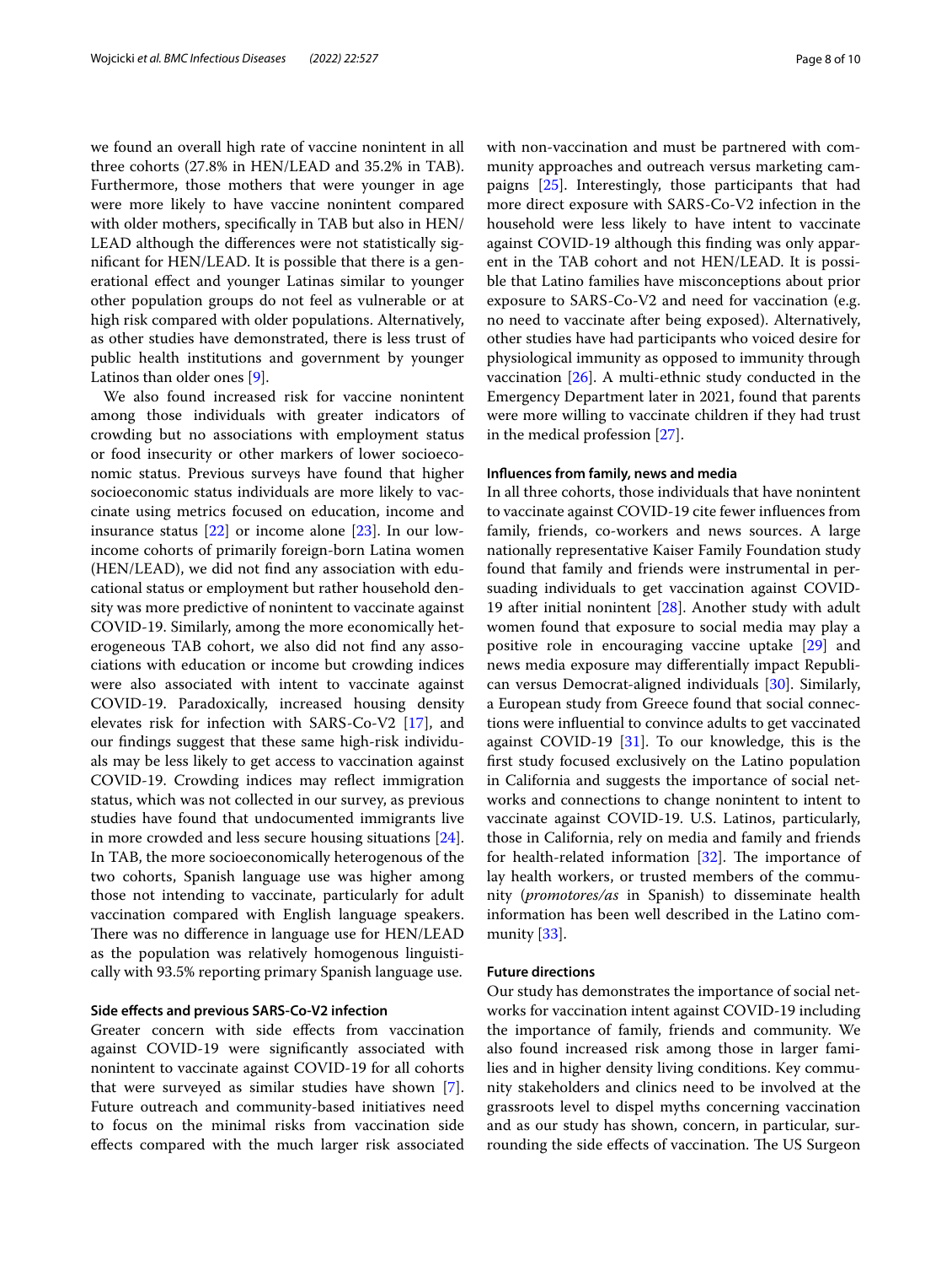we found an overall high rate of vaccine nonintent in all three cohorts (27.8% in HEN/LEAD and 35.2% in TAB). Furthermore, those mothers that were younger in age were more likely to have vaccine nonintent compared with older mothers, specifically in TAB but also in HEN/LEAD although the differences were not statistically significant for HEN/LEAD. It is possible that there is a generational effect and younger Latinas similar to younger other population groups do not feel as vulnerable or at high risk compared with older populations. Alternatively, as other studies have demonstrated, there is less trust of public health institutions and government by younger Latinos than older ones [9].

We also found increased risk for vaccine nonintent among those individuals with greater indicators of crowding but no associations with employment status or food insecurity or other markers of lower socioeconomic status. Previous surveys have found that higher socioeconomic status individuals are more likely to vaccinate using metrics focused on education, income and insurance status [22] or income alone [23]. In our low-income cohorts of primarily foreign-born Latina women (HEN/LEAD), we did not find any association with educational status or employment but rather household density was more predictive of nonintent to vaccinate against COVID-19. Similarly, among the more economically heterogeneous TAB cohort, we also did not find any associations with education or income but crowding indices were also associated with intent to vaccinate against COVID-19. Paradoxically, increased housing density elevates risk for infection with SARS-Co-V2 [17], and our findings suggest that these same high-risk individuals may be less likely to get access to vaccination against COVID-19. Crowding indices may reflect immigration status, which was not collected in our survey, as previous studies have found that undocumented immigrants live in more crowded and less secure housing situations [24]. In TAB, the more socioeconomically heterogenous of the two cohorts, Spanish language use was higher among those not intending to vaccinate, particularly for adult vaccination compared with English language speakers. There was no difference in language use for HEN/LEAD as the population was relatively homogenous linguistically with 93.5% reporting primary Spanish language use.

### Side effects and previous SARS-Co-V2 infection

Greater concern with side effects from vaccination against COVID-19 were significantly associated with nonintent to vaccinate against COVID-19 for all cohorts that were surveyed as similar studies have shown [7]. Future outreach and community-based initiatives need to focus on the minimal risks from vaccination side effects compared with the much larger risk associated with non-vaccination and must be partnered with community approaches and outreach versus marketing campaigns [25]. Interestingly, those participants that had more direct exposure with SARS-Co-V2 infection in the household were less likely to have intent to vaccinate against COVID-19 although this finding was only apparent in the TAB cohort and not HEN/LEAD. It is possible that Latino families have misconceptions about prior exposure to SARS-Co-V2 and need for vaccination (e.g. no need to vaccinate after being exposed). Alternatively, other studies have had participants who voiced desire for physiological immunity as opposed to immunity through vaccination [26]. A multi-ethnic study conducted in the Emergency Department later in 2021, found that parents were more willing to vaccinate children if they had trust in the medical profession [27].

### Influences from family, news and media

In all three cohorts, those individuals that have nonintent to vaccinate against COVID-19 cite fewer influences from family, friends, co-workers and news sources. A large nationally representative Kaiser Family Foundation study found that family and friends were instrumental in persuading individuals to get vaccination against COVID-19 after initial nonintent [28]. Another study with adult women found that exposure to social media may play a positive role in encouraging vaccine uptake [29] and news media exposure may differentially impact Republican versus Democrat-aligned individuals [30]. Similarly, a European study from Greece found that social connections were influential to convince adults to get vaccinated against COVID-19 [31]. To our knowledge, this is the first study focused exclusively on the Latino population in California and suggests the importance of social networks and connections to change nonintent to intent to vaccinate against COVID-19. U.S. Latinos, particularly, those in California, rely on media and family and friends for health-related information [32]. The importance of lay health workers, or trusted members of the community (*promotores/as* in Spanish) to disseminate health information has been well described in the Latino community [33].

### Future directions

Our study has demonstrates the importance of social networks for vaccination intent against COVID-19 including the importance of family, friends and community. We also found increased risk among those in larger families and in higher density living conditions. Key community stakeholders and clinics need to be involved at the grassroots level to dispel myths concerning vaccination and as our study has shown, concern, in particular, surrounding the side effects of vaccination. The US Surgeon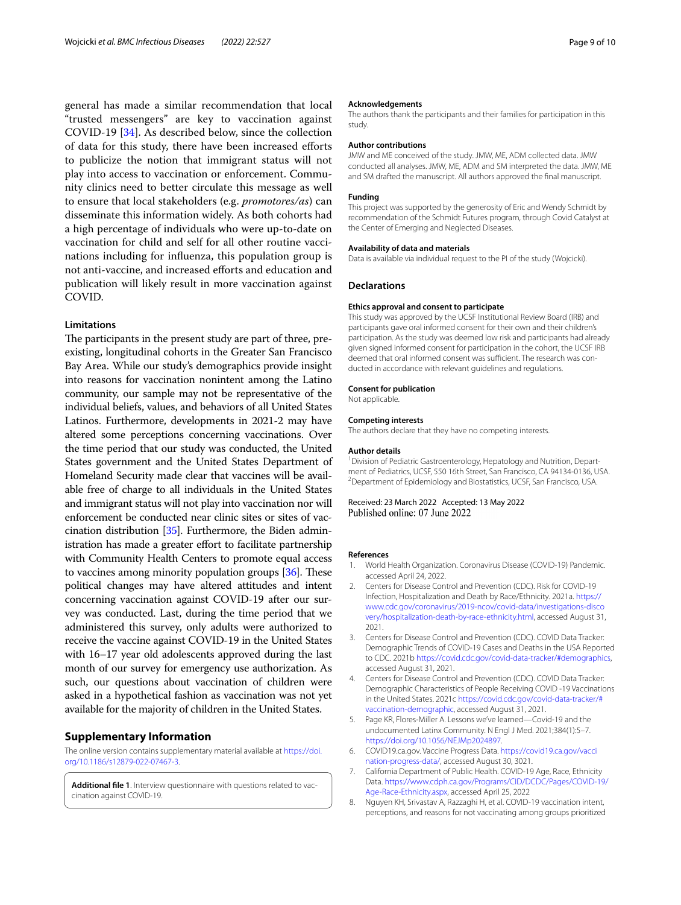general has made a similar recommendation that local "trusted messengers" are key to vaccination against COVID-19 [34]. As described below, since the collection of data for this study, there have been increased efforts to publicize the notion that immigrant status will not play into access to vaccination or enforcement. Community clinics need to better circulate this message as well to ensure that local stakeholders (e.g. *promotores/as*) can disseminate this information widely. As both cohorts had a high percentage of individuals who were up-to-date on vaccination for child and self for all other routine vaccinations including for influenza, this population group is not anti-vaccine, and increased efforts and education and publication will likely result in more vaccination against COVID.

### Limitations

The participants in the present study are part of three, pre-existing, longitudinal cohorts in the Greater San Francisco Bay Area. While our study's demographics provide insight into reasons for vaccination nonintent among the Latino community, our sample may not be representative of the individual beliefs, values, and behaviors of all United States Latinos. Furthermore, developments in 2021-2 may have altered some perceptions concerning vaccinations. Over the time period that our study was conducted, the United States government and the United States Department of Homeland Security made clear that vaccines will be available free of charge to all individuals in the United States and immigrant status will not play into vaccination nor will enforcement be conducted near clinic sites or sites of vaccination distribution [35]. Furthermore, the Biden administration has made a greater effort to facilitate partnership with Community Health Centers to promote equal access to vaccines among minority population groups [36]. These political changes may have altered attitudes and intent concerning vaccination against COVID-19 after our survey was conducted. Last, during the time period that we administered this survey, only adults were authorized to receive the vaccine against COVID-19 in the United States with 16–17 year old adolescents approved during the last month of our survey for emergency use authorization. As such, our questions about vaccination of children were asked in a hypothetical fashion as vaccination was not yet available for the majority of children in the United States.

## Supplementary Information

The online version contains supplementary material available at https://doi.org/10.1186/s12879-022-07467-3.

**Additional file 1**. Interview questionnaire with questions related to vaccination against COVID-19.

### Acknowledgements

The authors thank the participants and their families for participation in this study.

### Author contributions

JMW and ME conceived of the study. JMW, ME, ADM collected data. JMW conducted all analyses. JMW, ME, ADM and SM interpreted the data. JMW, ME and SM drafted the manuscript. All authors approved the final manuscript.

### Funding

This project was supported by the generosity of Eric and Wendy Schmidt by recommendation of the Schmidt Futures program, through Covid Catalyst at the Center of Emerging and Neglected Diseases.

### Availability of data and materials

Data is available via individual request to the PI of the study (Wojcicki).

## Declarations

### Ethics approval and consent to participate

This study was approved by the UCSF Institutional Review Board (IRB) and participants gave oral informed consent for their own and their children's participation. As the study was deemed low risk and participants had already given signed informed consent for participation in the cohort, the UCSF IRB deemed that oral informed consent was sufficient. The research was conducted in accordance with relevant guidelines and regulations.

### Consent for publication

Not applicable.

### Competing interests

The authors declare that they have no competing interests.

### Author details

[1] Division of Pediatric Gastroenterology, Hepatology and Nutrition, Department of Pediatrics, UCSF, 550 16th Street, San Francisco, CA 94134-0136, USA. [2] Department of Epidemiology and Biostatistics, UCSF, San Francisco, USA.

Received: 23 March 2022 Accepted: 13 May 2022
Published online: 07 June 2022

### References

1. World Health Organization. Coronavirus Disease (COVID-19) Pandemic. accessed April 24, 2022.
2. Centers for Disease Control and Prevention (CDC). Risk for COVID-19 Infection, Hospitalization and Death by Race/Ethnicity. 2021a. https://www.cdc.gov/coronavirus/2019-ncov/covid-data/investigations-discovery/hospitalization-death-by-race-ethnicity.html, accessed August 31, 2021.
3. Centers for Disease Control and Prevention (CDC). COVID Data Tracker: Demographic Trends of COVID-19 Cases and Deaths in the USA Reported to CDC. 2021b https://covid.cdc.gov/covid-data-tracker/#demographics, accessed August 31, 2021.
4. Centers for Disease Control and Prevention (CDC). COVID Data Tracker: Demographic Characteristics of People Receiving COVID -19 Vaccinations in the United States. 2021c https://covid.cdc.gov/covid-data-tracker/#vaccination-demographic, accessed August 31, 2021.
5. Page KR, Flores-Miller A. Lessons we've learned—Covid-19 and the undocumented Latinx Community. N Engl J Med. 2021;384(1):5–7. https://doi.org/10.1056/NEJMp2024897.
6. COVID19.ca.gov. Vaccine Progress Data. https://covid19.ca.gov/vaccination-progress-data/, accessed August 30, 3021.
7. California Department of Public Health. COVID-19 Age, Race, Ethnicity Data. https://www.cdph.ca.gov/Programs/CID/DCDC/Pages/COVID-19/Age-Race-Ethnicity.aspx, accessed April 25, 2022
8. Nguyen KH, Srivastav A, Razzaghi H, et al. COVID-19 vaccination intent, perceptions, and reasons for not vaccinating among groups prioritized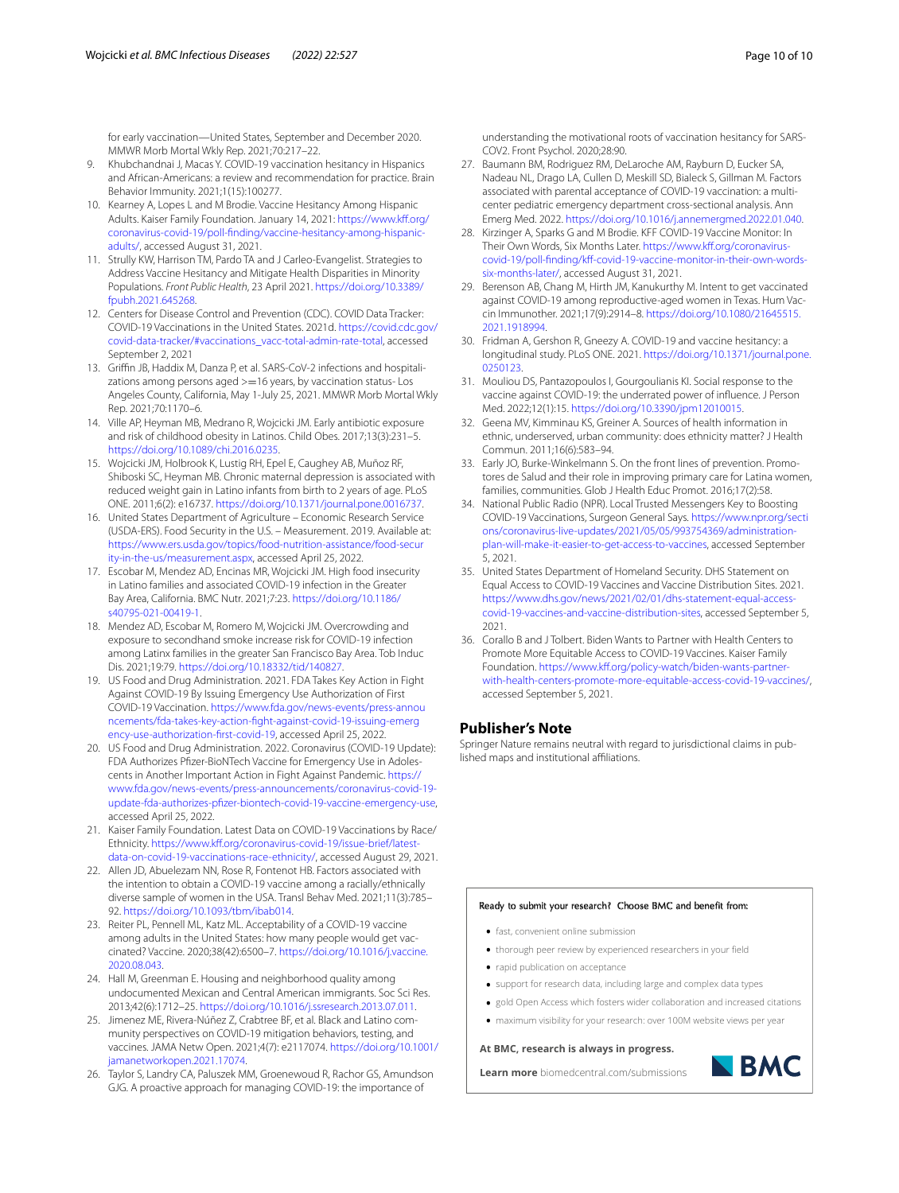for early vaccination—United States, September and December 2020. MMWR Morb Mortal Wkly Rep. 2021;70:217–22.

9. Khubchandnai J, Macas Y. COVID-19 vaccination hesitancy in Hispanics and African-Americans: a review and recommendation for practice. Brain Behavior Immunity. 2021;1(15):100277.
10. Kearney A, Lopes L and M Brodie. Vaccine Hesitancy Among Hispanic Adults. Kaiser Family Foundation. January 14, 2021: https://www.kff.org/coronavirus-covid-19/poll-finding/vaccine-hesitancy-among-hispanic-adults/, accessed August 31, 2021.
11. Strully KW, Harrison TM, Pardo TA and J Carleo-Evangelist. Strategies to Address Vaccine Hesitancy and Mitigate Health Disparities in Minority Populations. *Front Public Health*, 23 April 2021. https://doi.org/10.3389/fpubh.2021.645268.
12. Centers for Disease Control and Prevention (CDC). COVID Data Tracker: COVID-19 Vaccinations in the United States. 2021d. https://covid.cdc.gov/covid-data-tracker/#vaccinations_vacc-total-admin-rate-total, accessed September 2, 2021
13. Griffin JB, Haddix M, Danza P, et al. SARS-CoV-2 infections and hospitalizations among persons aged >=16 years, by vaccination status- Los Angeles County, California, May 1-July 25, 2021. MMWR Morb Mortal Wkly Rep. 2021;70:1170–6.
14. Ville AP, Heyman MB, Medrano R, Wojcicki JM. Early antibiotic exposure and risk of childhood obesity in Latinos. Child Obes. 2017;13(3):231–5. https://doi.org/10.1089/chi.2016.0235.
15. Wojcicki JM, Holbrook K, Lustig RH, Epel E, Caughey AB, Muñoz RF, Shiboski SC, Heyman MB. Chronic maternal depression is associated with reduced weight gain in Latino infants from birth to 2 years of age. PLoS ONE. 2011;6(2): e16737. https://doi.org/10.1371/journal.pone.0016737.
16. United States Department of Agriculture – Economic Research Service (USDA-ERS). Food Security in the U.S. – Measurement. 2019. Available at: https://www.ers.usda.gov/topics/food-nutrition-assistance/food-security-in-the-us/measurement.aspx, accessed April 25, 2022.
17. Escobar M, Mendez AD, Encinas MR, Wojcicki JM. High food insecurity in Latino families and associated COVID-19 infection in the Greater Bay Area, California. BMC Nutr. 2021;7:23. https://doi.org/10.1186/s40795-021-00419-1.
18. Mendez AD, Escobar M, Romero M, Wojcicki JM. Overcrowding and exposure to secondhand smoke increase risk for COVID-19 infection among Latinx families in the greater San Francisco Bay Area. Tob Induc Dis. 2021;19:79. https://doi.org/10.18332/tid/140827.
19. US Food and Drug Administration. 2021. FDA Takes Key Action in Fight Against COVID-19 By Issuing Emergency Use Authorization of First COVID-19 Vaccination. https://www.fda.gov/news-events/press-announcements/fda-takes-key-action-fight-against-covid-19-issuing-emergency-use-authorization-first-covid-19, accessed April 25, 2022.
20. US Food and Drug Administration. 2022. Coronavirus (COVID-19 Update): FDA Authorizes Pfizer-BioNTech Vaccine for Emergency Use in Adolescents in Another Important Action in Fight Against Pandemic. https://www.fda.gov/news-events/press-announcements/coronavirus-covid-19-update-fda-authorizes-pfizer-biontech-covid-19-vaccine-emergency-use, accessed April 25, 2022.
21. Kaiser Family Foundation. Latest Data on COVID-19 Vaccinations by Race/Ethnicity. https://www.kff.org/coronavirus-covid-19/issue-brief/latest-data-on-covid-19-vaccinations-race-ethnicity/, accessed August 29, 2021.
22. Allen JD, Abuelezam NN, Rose R, Fontenot HB. Factors associated with the intention to obtain a COVID-19 vaccine among a racially/ethnically diverse sample of women in the USA. Transl Behav Med. 2021;11(3):785–92. https://doi.org/10.1093/tbm/ibab014.
23. Reiter PL, Pennell ML, Katz ML. Acceptability of a COVID-19 vaccine among adults in the United States: how many people would get vaccinated? Vaccine. 2020;38(42):6500–7. https://doi.org/10.1016/j.vaccine.2020.08.043.
24. Hall M, Greenman E. Housing and neighborhood quality among undocumented Mexican and Central American immigrants. Soc Sci Res. 2013;42(6):1712–25. https://doi.org/10.1016/j.ssresearch.2013.07.011.
25. Jimenez ME, Rivera-Núñez Z, Crabtree BF, et al. Black and Latino community perspectives on COVID-19 mitigation behaviors, testing, and vaccines. JAMA Netw Open. 2021;4(7): e2117074. https://doi.org/10.1001/jamanetworkopen.2021.17074.
26. Taylor S, Landry CA, Paluszek MM, Groenewoud R, Rachor GS, Amundson GJG. A proactive approach for managing COVID-19: the importance of understanding the motivational roots of vaccination hesitancy for SARS-COV2. Front Psychol. 2020;28:90.
27. Baumann BM, Rodriguez RM, DeLaroche AM, Rayburn D, Eucker SA, Nadeau NL, Drago LA, Cullen D, Meskill SD, Bialeck S, Gillman M. Factors associated with parental acceptance of COVID-19 vaccination: a multicenter pediatric emergency department cross-sectional analysis. Ann Emerg Med. 2022. https://doi.org/10.1016/j.annemergmed.2022.01.040.
28. Kirzinger A, Sparks G and M Brodie. KFF COVID-19 Vaccine Monitor: In Their Own Words, Six Months Later. https://www.kff.org/coronavirus-covid-19/poll-finding/kff-covid-19-vaccine-monitor-in-their-own-words-six-months-later/, accessed August 31, 2021.
29. Berenson AB, Chang M, Hirth JM, Kanukurthy M. Intent to get vaccinated against COVID-19 among reproductive-aged women in Texas. Hum Vaccin Immunother. 2021;17(9):2914–8. https://doi.org/10.1080/21645515.2021.1918994.
30. Fridman A, Gershon R, Gneezy A. COVID-19 and vaccine hesitancy: a longitudinal study. PLoS ONE. 2021. https://doi.org/10.1371/journal.pone.0250123.
31. Mouliou DS, Pantazopoulos I, Gourgoulianis KI. Social response to the vaccine against COVID-19: the underrated power of influence. J Person Med. 2022;12(1):15. https://doi.org/10.3390/jpm12010015.
32. Geena MV, Kimminau KS, Greiner A. Sources of health information in ethnic, underserved, urban community: does ethnicity matter? J Health Commun. 2011;16(6):583–94.
33. Early JO, Burke-Winkelmann S. On the front lines of prevention. Promotores de Salud and their role in improving primary care for Latina women, families, communities. Glob J Health Educ Promot. 2016;17(2):58.
34. National Public Radio (NPR). Local Trusted Messengers Key to Boosting COVID-19 Vaccinations, Surgeon General Says. https://www.npr.org/sections/coronavirus-live-updates/2021/05/05/993754369/administration-plan-will-make-it-easier-to-get-access-to-vaccines, accessed September 5, 2021.
35. United States Department of Homeland Security. DHS Statement on Equal Access to COVID-19 Vaccines and Vaccine Distribution Sites. 2021. https://www.dhs.gov/news/2021/02/01/dhs-statement-equal-access-covid-19-vaccines-and-vaccine-distribution-sites, accessed September 5, 2021.
36. Corallo B and J Tolbert. Biden Wants to Partner with Health Centers to Promote More Equitable Access to COVID-19 Vaccines. Kaiser Family Foundation. https://www.kff.org/policy-watch/biden-wants-partner-with-health-centers-promote-more-equitable-access-covid-19-vaccines/, accessed September 5, 2021.

## Publisher's Note

Springer Nature remains neutral with regard to jurisdictional claims in published maps and institutional affiliations.

Ready to submit your research? Choose BMC and benefit from:

- fast, convenient online submission
- thorough peer review by experienced researchers in your field
- rapid publication on acceptance
- support for research data, including large and complex data types
- gold Open Access which fosters wider collaboration and increased citations
- maximum visibility for your research: over 100M website views per year

**At BMC, research is always in progress.**

**Learn more** biomedcentral.com/submissions

BMC